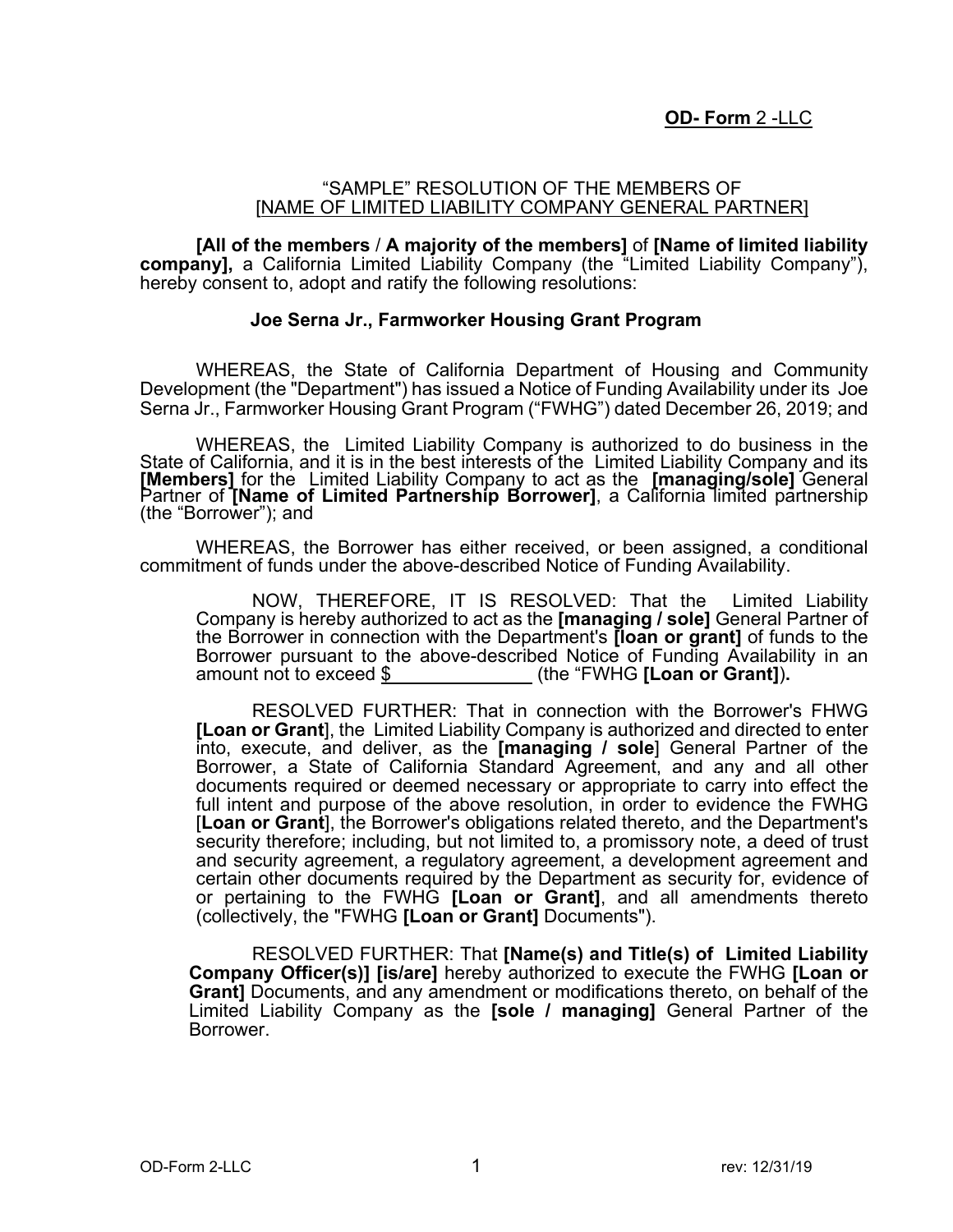**OD- Form** 2 -LLC

“SAMPLE” RESOLUTION OF THE MEMBERS OF
[NAME OF LIMITED LIABILITY COMPANY GENERAL PARTNER]

**[All of the members** / **A majority of the members]** of **[Name of limited liability company],** a California Limited Liability Company (the “Limited Liability Company”), hereby consent to, adopt and ratify the following resolutions:

### Joe Serna Jr., Farmworker Housing Grant Program

WHEREAS, the State of California Department of Housing and Community Development (the "Department") has issued a Notice of Funding Availability under its Joe Serna Jr., Farmworker Housing Grant Program (“FWHG”) dated December 26, 2019; and

WHEREAS, the Limited Liability Company is authorized to do business in the State of California, and it is in the best interests of the Limited Liability Company and its **[Members]** for the Limited Liability Company to act as the **[managing/sole]** General Partner of **[Name of Limited Partnership Borrower]**, a California limited partnership (the “Borrower”); and

WHEREAS, the Borrower has either received, or been assigned, a conditional commitment of funds under the above-described Notice of Funding Availability.

NOW, THEREFORE, IT IS RESOLVED: That the Limited Liability Company is hereby authorized to act as the **[managing / sole]** General Partner of the Borrower in connection with the Department's **[loan or grant]** of funds to the Borrower pursuant to the above-described Notice of Funding Availability in an amount not to exceed $______________ (the “FWHG **[Loan or Grant]**)**.**

RESOLVED FURTHER: That in connection with the Borrower's FHWG **[Loan or Grant**], the Limited Liability Company is authorized and directed to enter into, execute, and deliver, as the **[managing / sole**] General Partner of the Borrower, a State of California Standard Agreement, and any and all other documents required or deemed necessary or appropriate to carry into effect the full intent and purpose of the above resolution, in order to evidence the FWHG [**Loan or Grant**], the Borrower's obligations related thereto, and the Department's security therefore; including, but not limited to, a promissory note, a deed of trust and security agreement, a regulatory agreement, a development agreement and certain other documents required by the Department as security for, evidence of or pertaining to the FWHG **[Loan or Grant]**, and all amendments thereto (collectively, the "FWHG **[Loan or Grant]** Documents").

RESOLVED FURTHER: That **[Name(s) and Title(s) of Limited Liability Company Officer(s)] [is/are]** hereby authorized to execute the FWHG **[Loan or Grant]** Documents, and any amendment or modifications thereto, on behalf of the Limited Liability Company as the **[sole / managing]** General Partner of the Borrower.

OD-Form 2-LLC rev: 12/31/19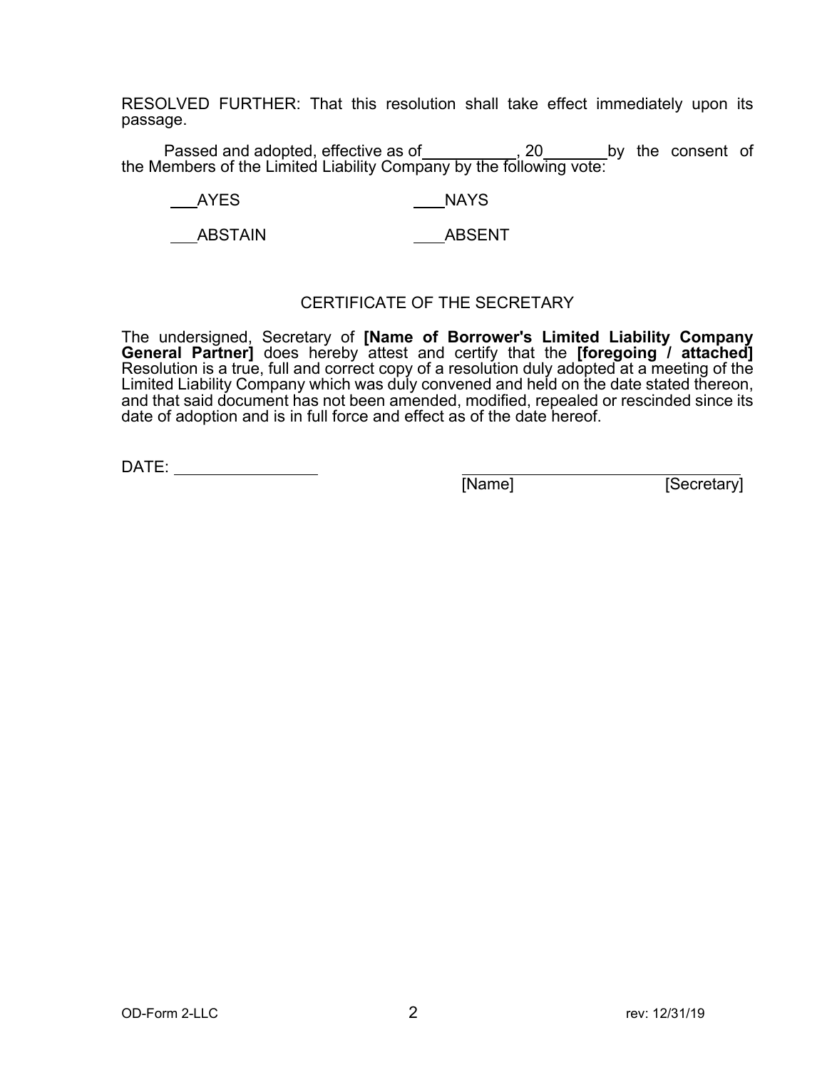RESOLVED FURTHER: That this resolution shall take effect immediately upon its passage.

Passed and adopted, effective as of__________, 20_______by the consent of the Members of the Limited Liability Company by the following vote:

___AYES ___NAYS

___ABSTAIN ___ABSENT

## CERTIFICATE OF THE SECRETARY

The undersigned, Secretary of **[Name of Borrower's Limited Liability Company General Partner]** does hereby attest and certify that the **[foregoing / attached]** Resolution is a true, full and correct copy of a resolution duly adopted at a meeting of the Limited Liability Company which was duly convened and held on the date stated thereon, and that said document has not been amended, modified, repealed or rescinded since its date of adoption and is in full force and effect as of the date hereof.

DATE: ________________

______________________________
[Name] [Secretary]

OD-Form 2-LLC rev: 12/31/19